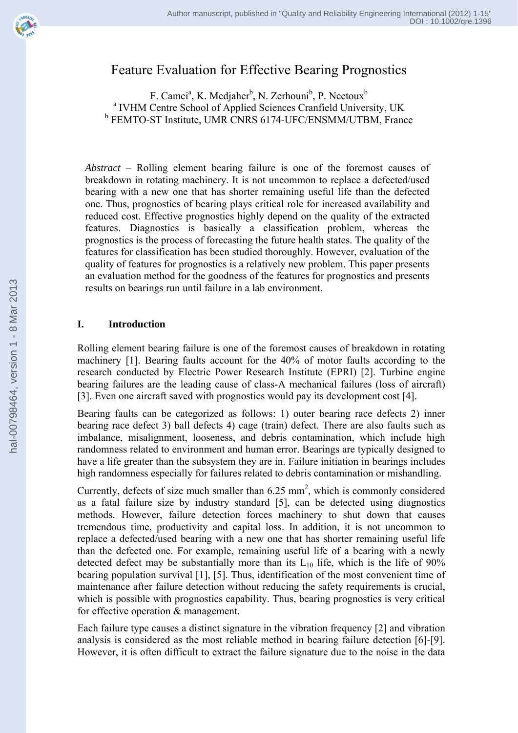# Feature Evaluation for Effective Bearing Prognostics

F. Camci[a], K. Medjaher[b], N. Zerhouni[b], P. Nectoux[b]

[a] IVHM Centre School of Applied Sciences Cranfield University, UK

[b] FEMTO-ST Institute, UMR CNRS 6174-UFC/ENSMM/UTBM, France

*Abstract* – Rolling element bearing failure is one of the foremost causes of breakdown in rotating machinery. It is not uncommon to replace a defected/used bearing with a new one that has shorter remaining useful life than the defected one. Thus, prognostics of bearing plays critical role for increased availability and reduced cost. Effective prognostics highly depend on the quality of the extracted features. Diagnostics is basically a classification problem, whereas the prognostics is the process of forecasting the future health states. The quality of the features for classification has been studied thoroughly. However, evaluation of the quality of features for prognostics is a relatively new problem. This paper presents an evaluation method for the goodness of the features for prognostics and presents results on bearings run until failure in a lab environment.

## I. Introduction

Rolling element bearing failure is one of the foremost causes of breakdown in rotating machinery [1]. Bearing faults account for the 40% of motor faults according to the research conducted by Electric Power Research Institute (EPRI) [2]. Turbine engine bearing failures are the leading cause of class-A mechanical failures (loss of aircraft) [3]. Even one aircraft saved with prognostics would pay its development cost [4].

Bearing faults can be categorized as follows: 1) outer bearing race defects 2) inner bearing race defect 3) ball defects 4) cage (train) defect. There are also faults such as imbalance, misalignment, looseness, and debris contamination, which include high randomness related to environment and human error. Bearings are typically designed to have a life greater than the subsystem they are in. Failure initiation in bearings includes high randomness especially for failures related to debris contamination or mishandling.

Currently, defects of size much smaller than 6.25 $mm^2$, which is commonly considered as a fatal failure size by industry standard [5], can be detected using diagnostics methods. However, failure detection forces machinery to shut down that causes tremendous time, productivity and capital loss. In addition, it is not uncommon to replace a defected/used bearing with a new one that has shorter remaining useful life than the defected one. For example, remaining useful life of a bearing with a newly detected defect may be substantially more than its $L_{10}$ life, which is the life of 90% bearing population survival [1], [5]. Thus, identification of the most convenient time of maintenance after failure detection without reducing the safety requirements is crucial, which is possible with prognostics capability. Thus, bearing prognostics is very critical for effective operation & management.

Each failure type causes a distinct signature in the vibration frequency [2] and vibration analysis is considered as the most reliable method in bearing failure detection [6]-[9]. However, it is often difficult to extract the failure signature due to the noise in the data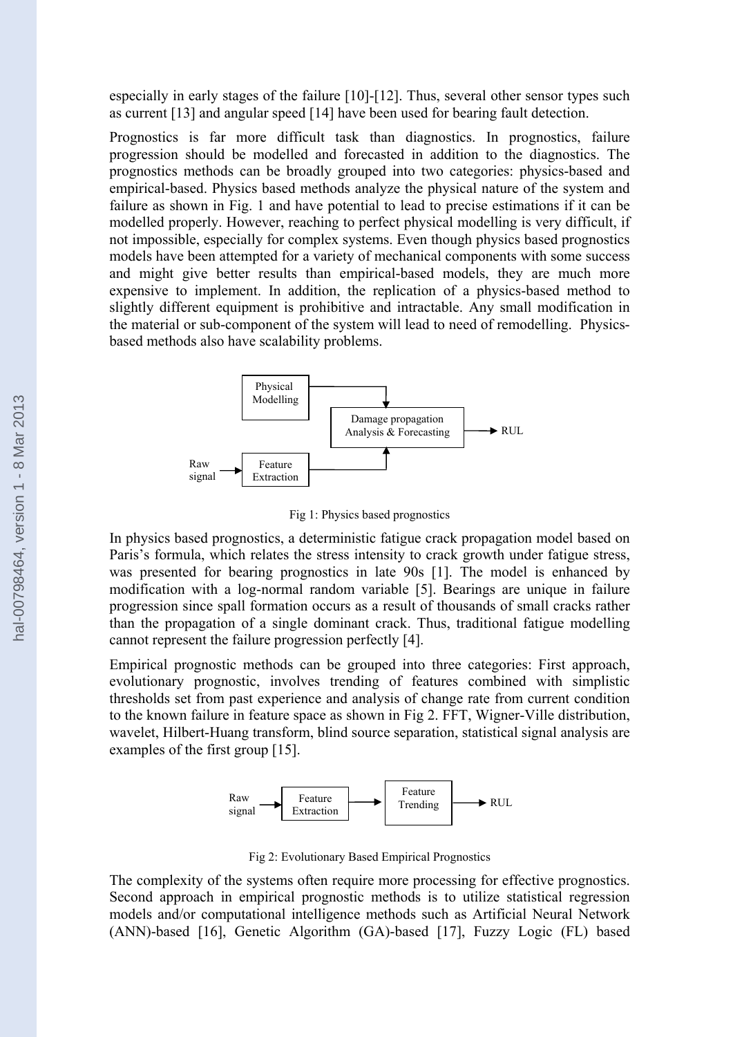especially in early stages of the failure [10]-[12]. Thus, several other sensor types such as current [13] and angular speed [14] have been used for bearing fault detection.

Prognostics is far more difficult task than diagnostics. In prognostics, failure progression should be modelled and forecasted in addition to the diagnostics. The prognostics methods can be broadly grouped into two categories: physics-based and empirical-based. Physics based methods analyze the physical nature of the system and failure as shown in Fig. 1 and have potential to lead to precise estimations if it can be modelled properly. However, reaching to perfect physical modelling is very difficult, if not impossible, especially for complex systems. Even though physics based prognostics models have been attempted for a variety of mechanical components with some success and might give better results than empirical-based models, they are much more expensive to implement. In addition, the replication of a physics-based method to slightly different equipment is prohibitive and intractable. Any small modification in the material or sub-component of the system will lead to need of remodelling. Physics-based methods also have scalability problems.

Physical Modelling → Damage propagation Analysis & Forecasting → RUL

Raw signal → Feature Extraction → Damage propagation Analysis & Forecasting

Fig 1: Physics based prognostics

In physics based prognostics, a deterministic fatigue crack propagation model based on Paris's formula, which relates the stress intensity to crack growth under fatigue stress, was presented for bearing prognostics in late 90s [1]. The model is enhanced by modification with a log-normal random variable [5]. Bearings are unique in failure progression since spall formation occurs as a result of thousands of small cracks rather than the propagation of a single dominant crack. Thus, traditional fatigue modelling cannot represent the failure progression perfectly [4].

Empirical prognostic methods can be grouped into three categories: First approach, evolutionary prognostic, involves trending of features combined with simplistic thresholds set from past experience and analysis of change rate from current condition to the known failure in feature space as shown in Fig 2. FFT, Wigner-Ville distribution, wavelet, Hilbert-Huang transform, blind source separation, statistical signal analysis are examples of the first group [15].

Raw signal → Feature Extraction → Feature Trending → RUL

Fig 2: Evolutionary Based Empirical Prognostics

The complexity of the systems often require more processing for effective prognostics. Second approach in empirical prognostic methods is to utilize statistical regression models and/or computational intelligence methods such as Artificial Neural Network (ANN)-based [16], Genetic Algorithm (GA)-based [17], Fuzzy Logic (FL) based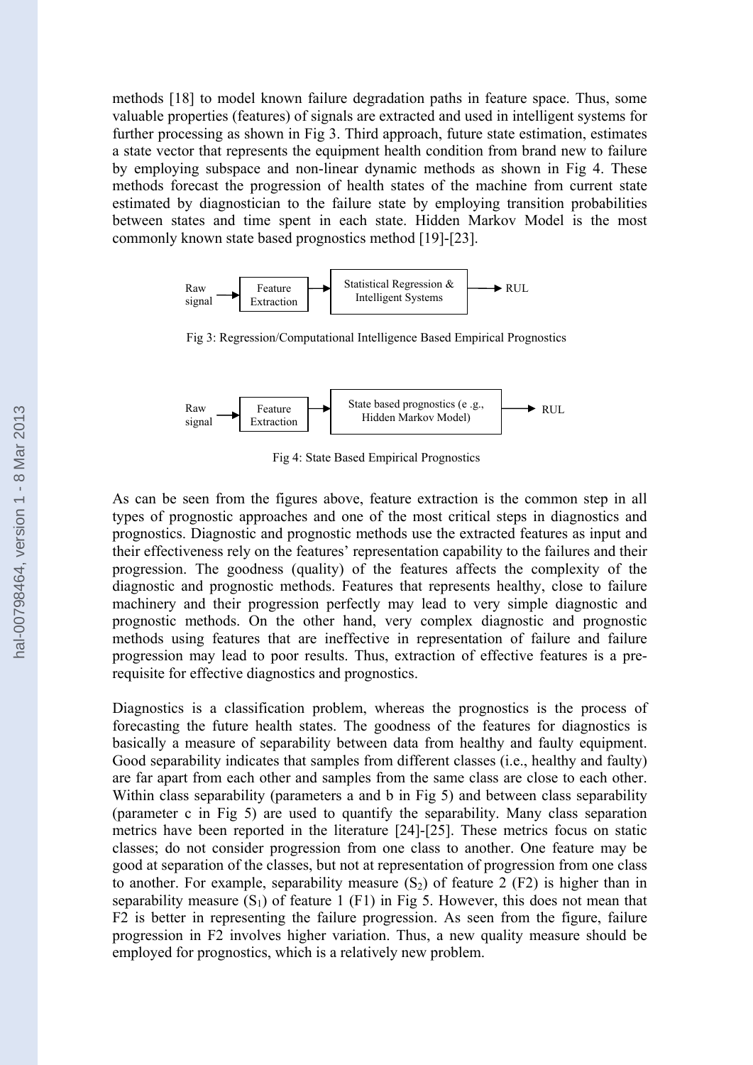methods [18] to model known failure degradation paths in feature space. Thus, some valuable properties (features) of signals are extracted and used in intelligent systems for further processing as shown in Fig 3. Third approach, future state estimation, estimates a state vector that represents the equipment health condition from brand new to failure by employing subspace and non-linear dynamic methods as shown in Fig 4. These methods forecast the progression of health states of the machine from current state estimated by diagnostician to the failure state by employing transition probabilities between states and time spent in each state. Hidden Markov Model is the most commonly known state based prognostics method [19]-[23].

Raw signal → Feature Extraction → Statistical Regression & Intelligent Systems → RUL

Fig 3: Regression/Computational Intelligence Based Empirical Prognostics

Raw signal → Feature Extraction → State based prognostics (e .g., Hidden Markov Model) → RUL

Fig 4: State Based Empirical Prognostics

As can be seen from the figures above, feature extraction is the common step in all types of prognostic approaches and one of the most critical steps in diagnostics and prognostics. Diagnostic and prognostic methods use the extracted features as input and their effectiveness rely on the features' representation capability to the failures and their progression. The goodness (quality) of the features affects the complexity of the diagnostic and prognostic methods. Features that represents healthy, close to failure machinery and their progression perfectly may lead to very simple diagnostic and prognostic methods. On the other hand, very complex diagnostic and prognostic methods using features that are ineffective in representation of failure and failure progression may lead to poor results. Thus, extraction of effective features is a pre-requisite for effective diagnostics and prognostics.

Diagnostics is a classification problem, whereas the prognostics is the process of forecasting the future health states. The goodness of the features for diagnostics is basically a measure of separability between data from healthy and faulty equipment. Good separability indicates that samples from different classes (i.e., healthy and faulty) are far apart from each other and samples from the same class are close to each other. Within class separability (parameters a and b in Fig 5) and between class separability (parameter c in Fig 5) are used to quantify the separability. Many class separation metrics have been reported in the literature [24]-[25]. These metrics focus on static classes; do not consider progression from one class to another. One feature may be good at separation of the classes, but not at representation of progression from one class to another. For example, separability measure ($S_2$) of feature 2 (F2) is higher than in separability measure ($S_1$) of feature 1 (F1) in Fig 5. However, this does not mean that F2 is better in representing the failure progression. As seen from the figure, failure progression in F2 involves higher variation. Thus, a new quality measure should be employed for prognostics, which is a relatively new problem.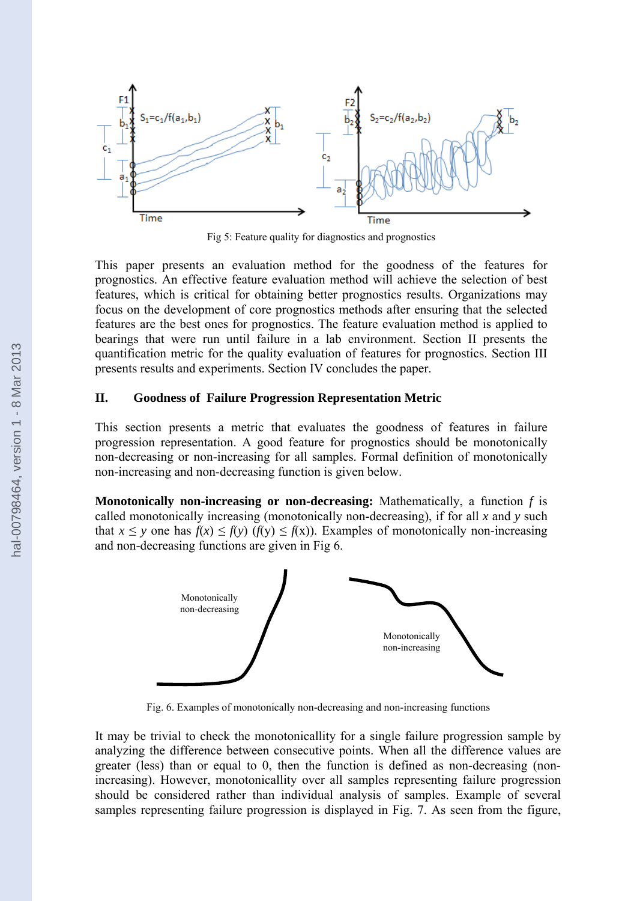Fig 5: Feature quality for diagnostics and prognostics

This paper presents an evaluation method for the goodness of the features for prognostics. An effective feature evaluation method will achieve the selection of best features, which is critical for obtaining better prognostics results. Organizations may focus on the development of core prognostics methods after ensuring that the selected features are the best ones for prognostics. The feature evaluation method is applied to bearings that were run until failure in a lab environment. Section II presents the quantification metric for the quality evaluation of features for prognostics. Section III presents results and experiments. Section IV concludes the paper.

## II. Goodness of Failure Progression Representation Metric

This section presents a metric that evaluates the goodness of features in failure progression representation. A good feature for prognostics should be monotonically non-decreasing or non-increasing for all samples. Formal definition of monotonically non-increasing and non-decreasing function is given below.

**Monotonically non-increasing or non-decreasing:** Mathematically, a function $f$ is called monotonically increasing (monotonically non-decreasing), if for all $x$ and $y$ such that $x \leq y$ one has $f(x) \leq f(y)$ ($f(y) \leq f(x)$). Examples of monotonically non-increasing and non-decreasing functions are given in Fig 6.

Fig. 6. Examples of monotonically non-decreasing and non-increasing functions

It may be trivial to check the monotonicallity for a single failure progression sample by analyzing the difference between consecutive points. When all the difference values are greater (less) than or equal to 0, then the function is defined as non-decreasing (non-increasing). However, monotonicallity over all samples representing failure progression should be considered rather than individual analysis of samples. Example of several samples representing failure progression is displayed in Fig. 7. As seen from the figure,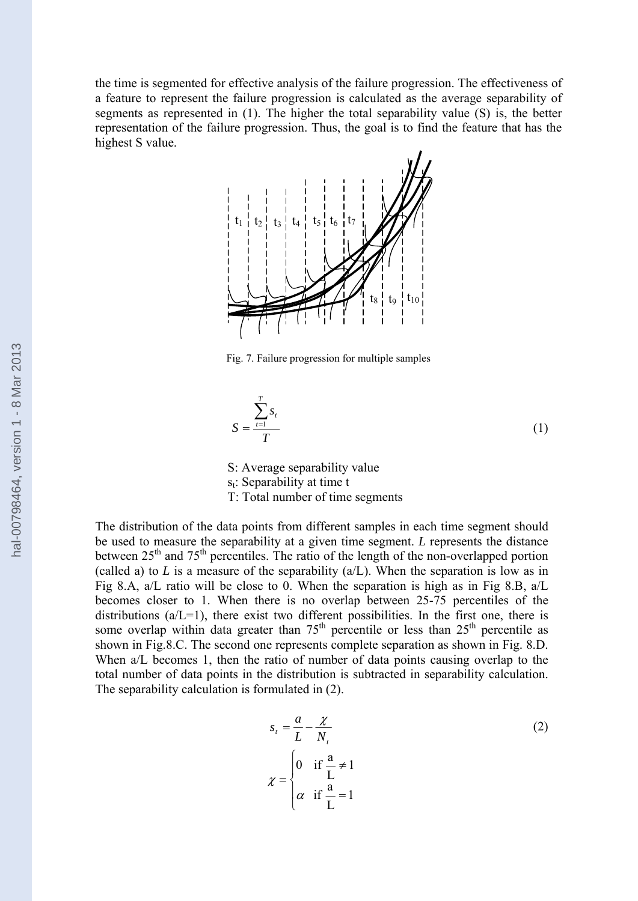the time is segmented for effective analysis of the failure progression. The effectiveness of a feature to represent the failure progression is calculated as the average separability of segments as represented in (1). The higher the total separability value (S) is, the better representation of the failure progression. Thus, the goal is to find the feature that has the highest S value.

Fig. 7. Failure progression for multiple samples

$$S = \frac{\sum_{t=1}^{T} s_t}{T} \tag{1}$$

S: Average separability value  
$s_t$: Separability at time t  
T: Total number of time segments

The distribution of the data points from different samples in each time segment should be used to measure the separability at a given time segment. $L$ represents the distance between 25[th] and 75[th] percentiles. The ratio of the length of the non-overlapped portion (called a) to $L$ is a measure of the separability (a/L). When the separation is low as in Fig 8.A, a/L ratio will be close to 0. When the separation is high as in Fig 8.B, a/L becomes closer to 1. When there is no overlap between 25-75 percentiles of the distributions (a/L=1), there exist two different possibilities. In the first one, there is some overlap within data greater than 75[th] percentile or less than 25[th] percentile as shown in Fig.8.C. The second one represents complete separation as shown in Fig. 8.D. When a/L becomes 1, then the ratio of number of data points causing overlap to the total number of data points in the distribution is subtracted in separability calculation. The separability calculation is formulated in (2).

$$s_t = \frac{a}{L} - \frac{\chi}{N_t} \tag{2}$$

$$\chi = \begin{cases} 0 & \text{if } \frac{a}{L} \neq 1 \\ \alpha & \text{if } \frac{a}{L} = 1 \end{cases}$$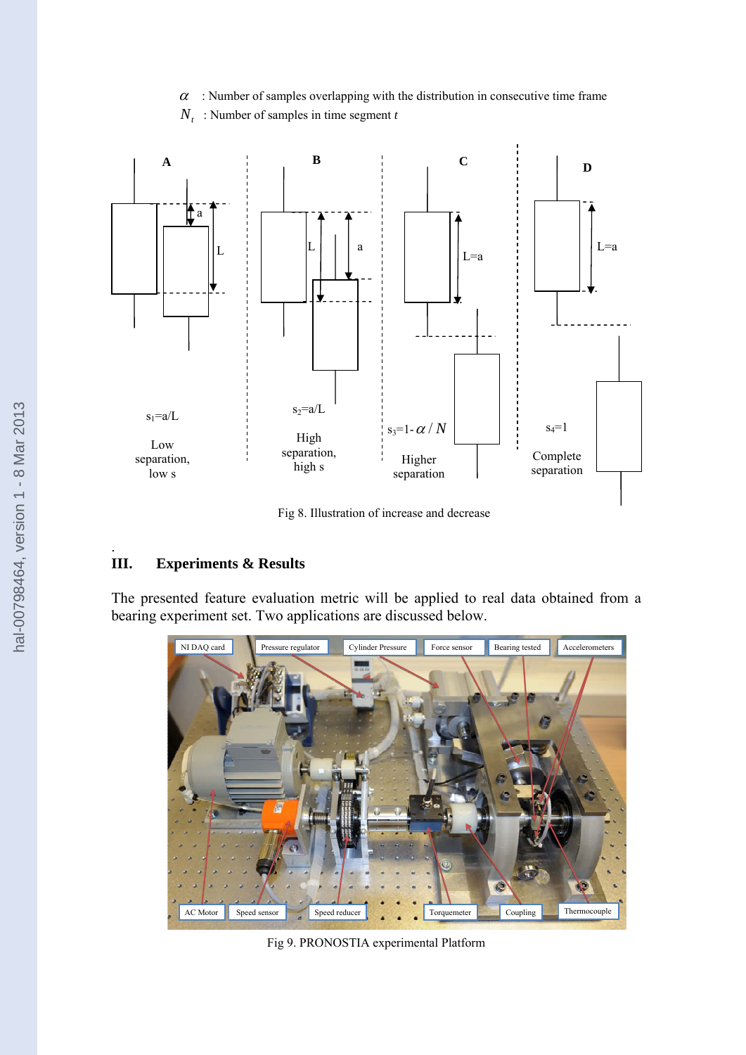$\alpha$ : Number of samples overlapping with the distribution in consecutive time frame

$N_t$ : Number of samples in time segment $t$

Fig 8. Illustration of increase and decrease

.

## III. Experiments & Results

The presented feature evaluation metric will be applied to real data obtained from a bearing experiment set. Two applications are discussed below.

Fig 9. PRONOSTIA experimental Platform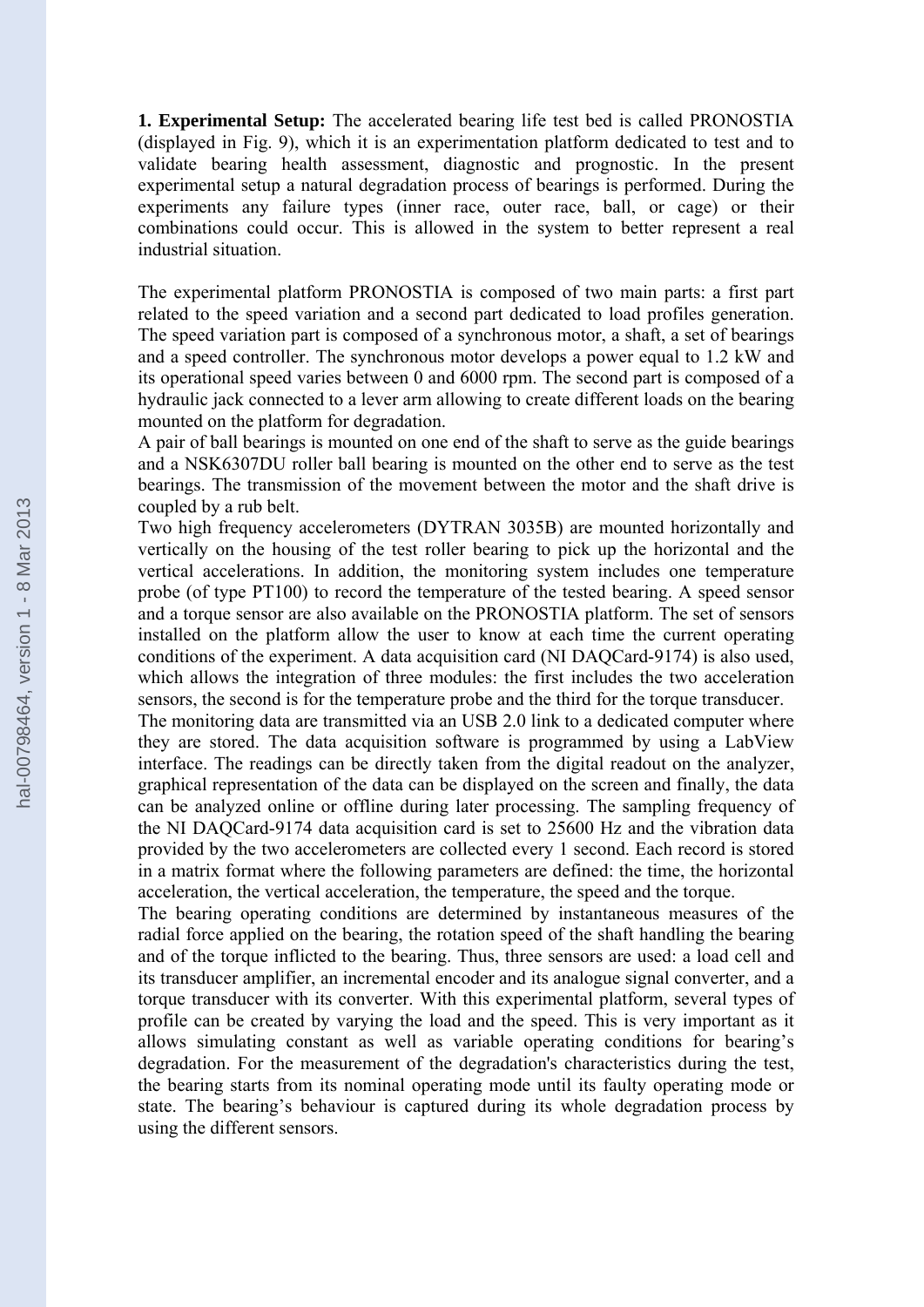**1. Experimental Setup:** The accelerated bearing life test bed is called PRONOSTIA (displayed in Fig. 9), which it is an experimentation platform dedicated to test and to validate bearing health assessment, diagnostic and prognostic. In the present experimental setup a natural degradation process of bearings is performed. During the experiments any failure types (inner race, outer race, ball, or cage) or their combinations could occur. This is allowed in the system to better represent a real industrial situation.

The experimental platform PRONOSTIA is composed of two main parts: a first part related to the speed variation and a second part dedicated to load profiles generation. The speed variation part is composed of a synchronous motor, a shaft, a set of bearings and a speed controller. The synchronous motor develops a power equal to 1.2 kW and its operational speed varies between 0 and 6000 rpm. The second part is composed of a hydraulic jack connected to a lever arm allowing to create different loads on the bearing mounted on the platform for degradation.

A pair of ball bearings is mounted on one end of the shaft to serve as the guide bearings and a NSK6307DU roller ball bearing is mounted on the other end to serve as the test bearings. The transmission of the movement between the motor and the shaft drive is coupled by a rub belt.

Two high frequency accelerometers (DYTRAN 3035B) are mounted horizontally and vertically on the housing of the test roller bearing to pick up the horizontal and the vertical accelerations. In addition, the monitoring system includes one temperature probe (of type PT100) to record the temperature of the tested bearing. A speed sensor and a torque sensor are also available on the PRONOSTIA platform. The set of sensors installed on the platform allow the user to know at each time the current operating conditions of the experiment. A data acquisition card (NI DAQCard-9174) is also used, which allows the integration of three modules: the first includes the two acceleration sensors, the second is for the temperature probe and the third for the torque transducer.

The monitoring data are transmitted via an USB 2.0 link to a dedicated computer where they are stored. The data acquisition software is programmed by using a LabView interface. The readings can be directly taken from the digital readout on the analyzer, graphical representation of the data can be displayed on the screen and finally, the data can be analyzed online or offline during later processing. The sampling frequency of the NI DAQCard-9174 data acquisition card is set to 25600 Hz and the vibration data provided by the two accelerometers are collected every 1 second. Each record is stored in a matrix format where the following parameters are defined: the time, the horizontal acceleration, the vertical acceleration, the temperature, the speed and the torque.

The bearing operating conditions are determined by instantaneous measures of the radial force applied on the bearing, the rotation speed of the shaft handling the bearing and of the torque inflicted to the bearing. Thus, three sensors are used: a load cell and its transducer amplifier, an incremental encoder and its analogue signal converter, and a torque transducer with its converter. With this experimental platform, several types of profile can be created by varying the load and the speed. This is very important as it allows simulating constant as well as variable operating conditions for bearing's degradation. For the measurement of the degradation's characteristics during the test, the bearing starts from its nominal operating mode until its faulty operating mode or state. The bearing's behaviour is captured during its whole degradation process by using the different sensors.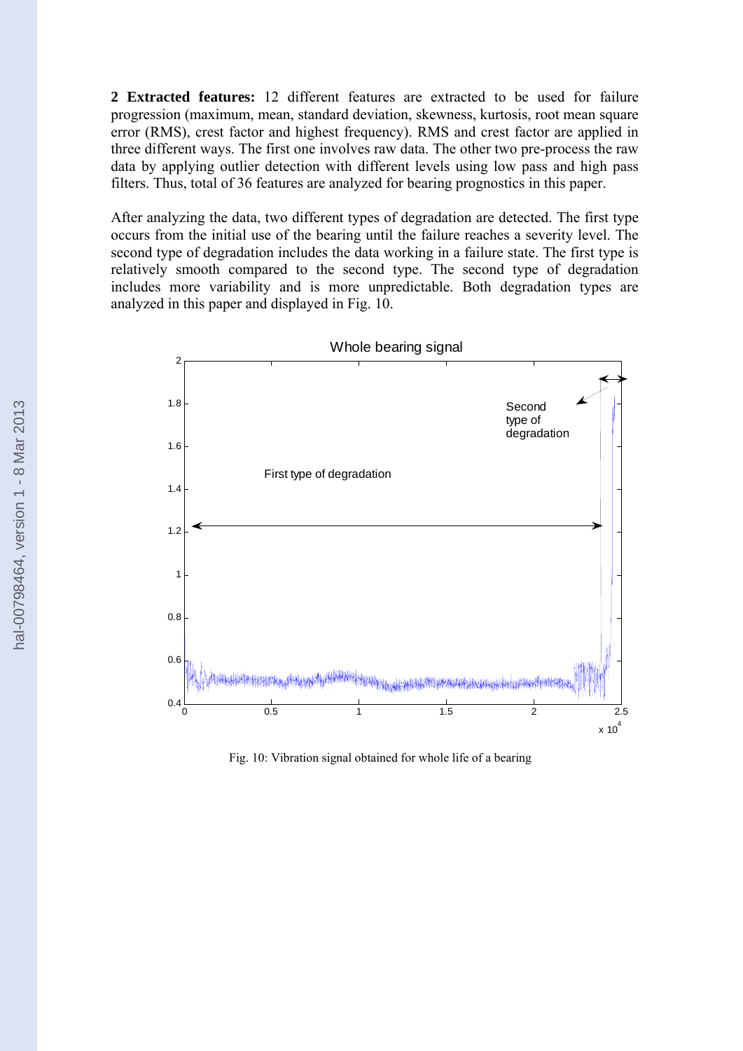**2 Extracted features:** 12 different features are extracted to be used for failure progression (maximum, mean, standard deviation, skewness, kurtosis, root mean square error (RMS), crest factor and highest frequency). RMS and crest factor are applied in three different ways. The first one involves raw data. The other two pre-process the raw data by applying outlier detection with different levels using low pass and high pass filters. Thus, total of 36 features are analyzed for bearing prognostics in this paper.

After analyzing the data, two different types of degradation are detected. The first type occurs from the initial use of the bearing until the failure reaches a severity level. The second type of degradation includes the data working in a failure state. The first type is relatively smooth compared to the second type. The second type of degradation includes more variability and is more unpredictable. Both degradation types are analyzed in this paper and displayed in Fig. 10.

Fig. 10: Vibration signal obtained for whole life of a bearing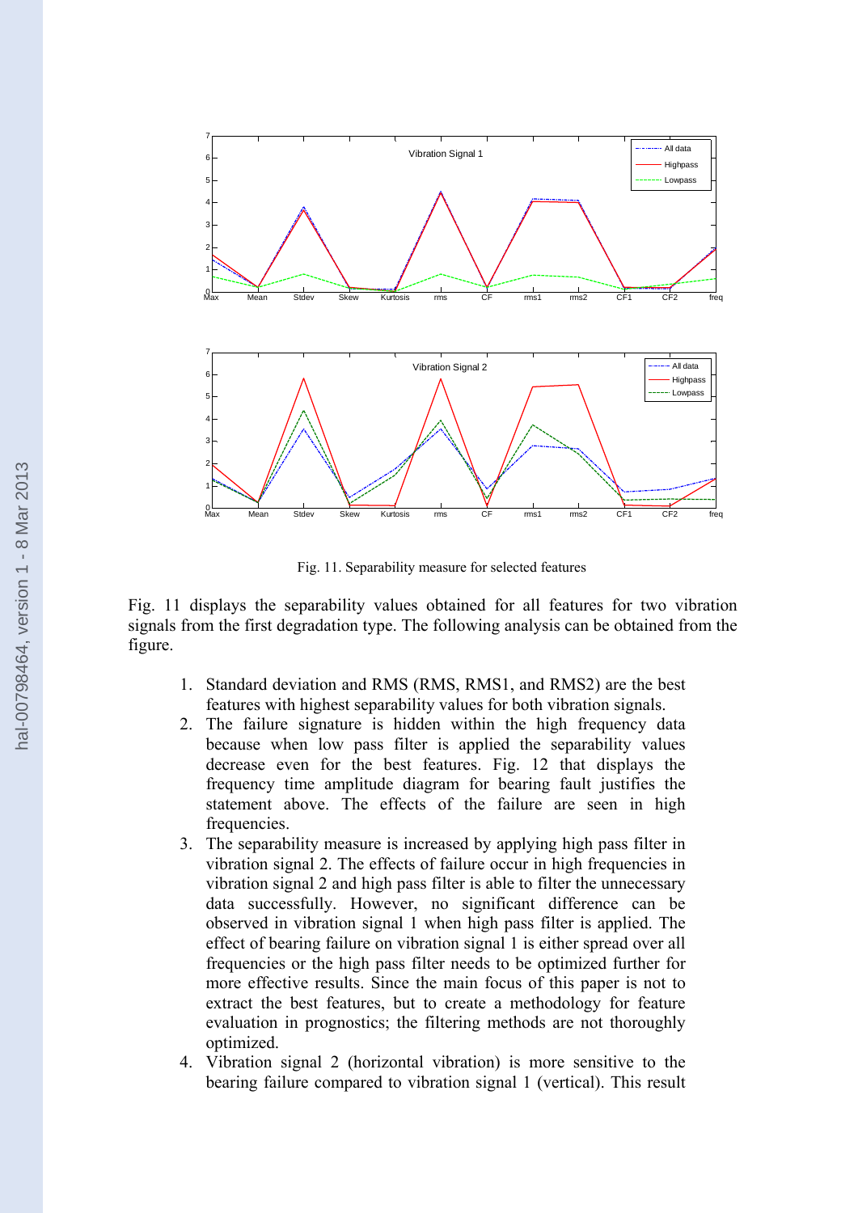Fig. 11. Separability measure for selected features

Fig. 11 displays the separability values obtained for all features for two vibration signals from the first degradation type. The following analysis can be obtained from the figure.

1. Standard deviation and RMS (RMS, RMS1, and RMS2) are the best features with highest separability values for both vibration signals.
2. The failure signature is hidden within the high frequency data because when low pass filter is applied the separability values decrease even for the best features. Fig. 12 that displays the frequency time amplitude diagram for bearing fault justifies the statement above. The effects of the failure are seen in high frequencies.
3. The separability measure is increased by applying high pass filter in vibration signal 2. The effects of failure occur in high frequencies in vibration signal 2 and high pass filter is able to filter the unnecessary data successfully. However, no significant difference can be observed in vibration signal 1 when high pass filter is applied. The effect of bearing failure on vibration signal 1 is either spread over all frequencies or the high pass filter needs to be optimized further for more effective results. Since the main focus of this paper is not to extract the best features, but to create a methodology for feature evaluation in prognostics; the filtering methods are not thoroughly optimized.
4. Vibration signal 2 (horizontal vibration) is more sensitive to the bearing failure compared to vibration signal 1 (vertical). This result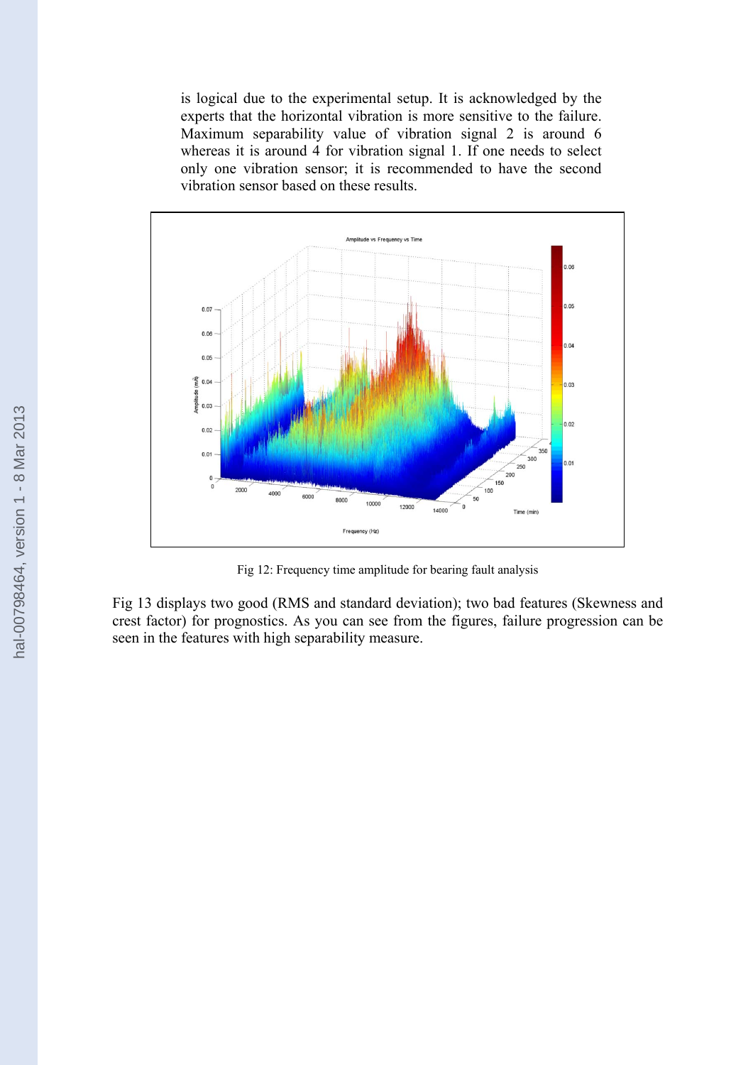is logical due to the experimental setup. It is acknowledged by the experts that the horizontal vibration is more sensitive to the failure. Maximum separability value of vibration signal 2 is around 6 whereas it is around 4 for vibration signal 1. If one needs to select only one vibration sensor; it is recommended to have the second vibration sensor based on these results.

Fig 12: Frequency time amplitude for bearing fault analysis

Fig 13 displays two good (RMS and standard deviation); two bad features (Skewness and crest factor) for prognostics. As you can see from the figures, failure progression can be seen in the features with high separability measure.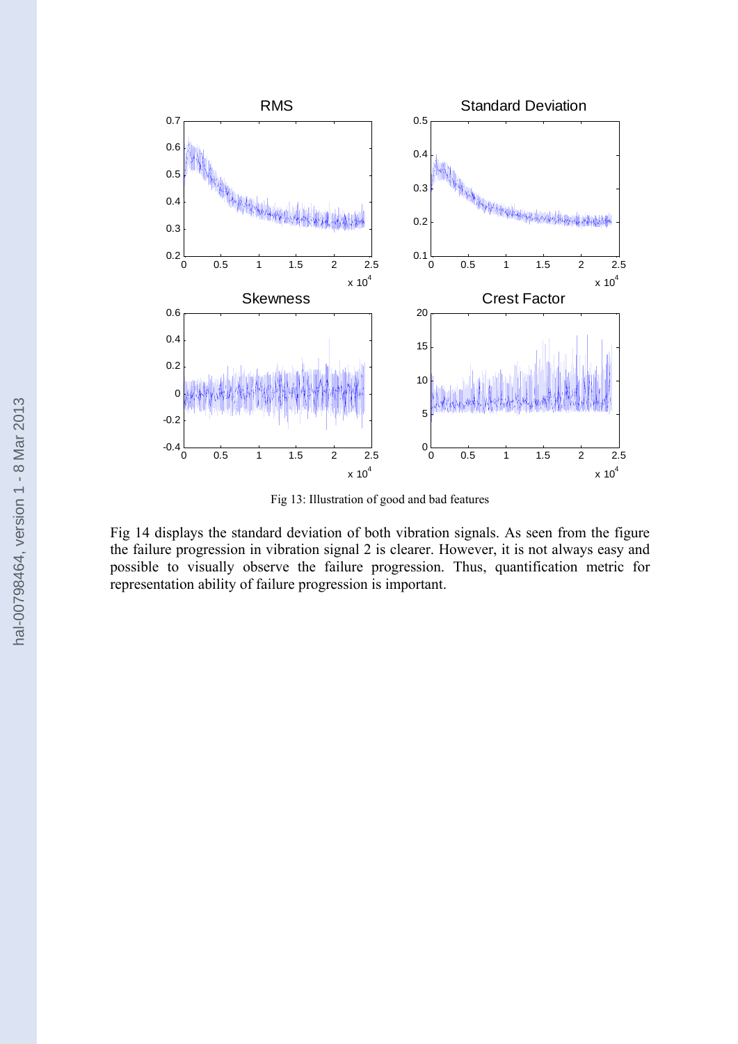Fig 13: Illustration of good and bad features

Fig 14 displays the standard deviation of both vibration signals. As seen from the figure the failure progression in vibration signal 2 is clearer. However, it is not always easy and possible to visually observe the failure progression. Thus, quantification metric for representation ability of failure progression is important.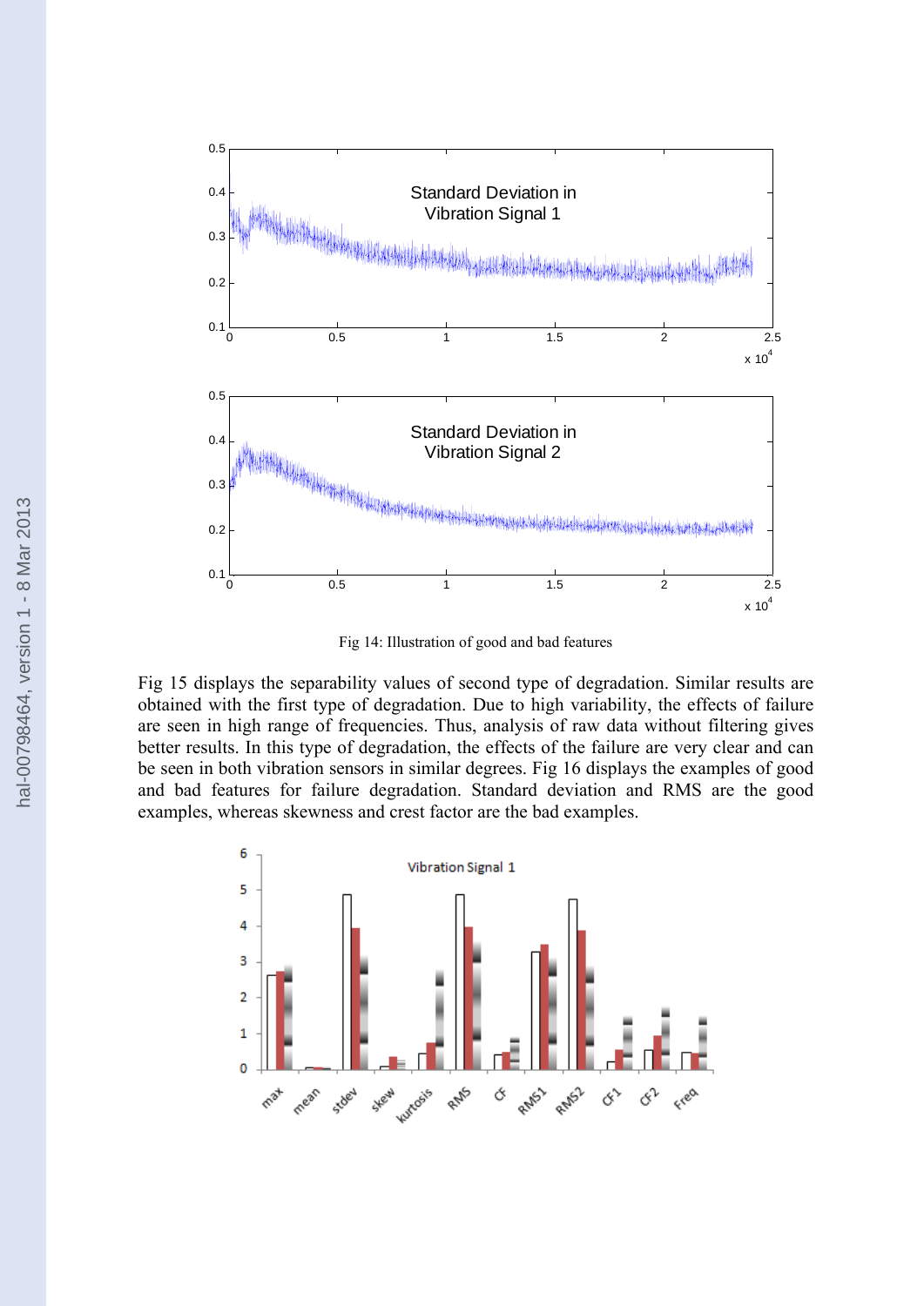Fig 14: Illustration of good and bad features

Fig 15 displays the separability values of second type of degradation. Similar results are obtained with the first type of degradation. Due to high variability, the effects of failure are seen in high range of frequencies. Thus, analysis of raw data without filtering gives better results. In this type of degradation, the effects of the failure are very clear and can be seen in both vibration sensors in similar degrees. Fig 16 displays the examples of good and bad features for failure degradation. Standard deviation and RMS are the good examples, whereas skewness and crest factor are the bad examples.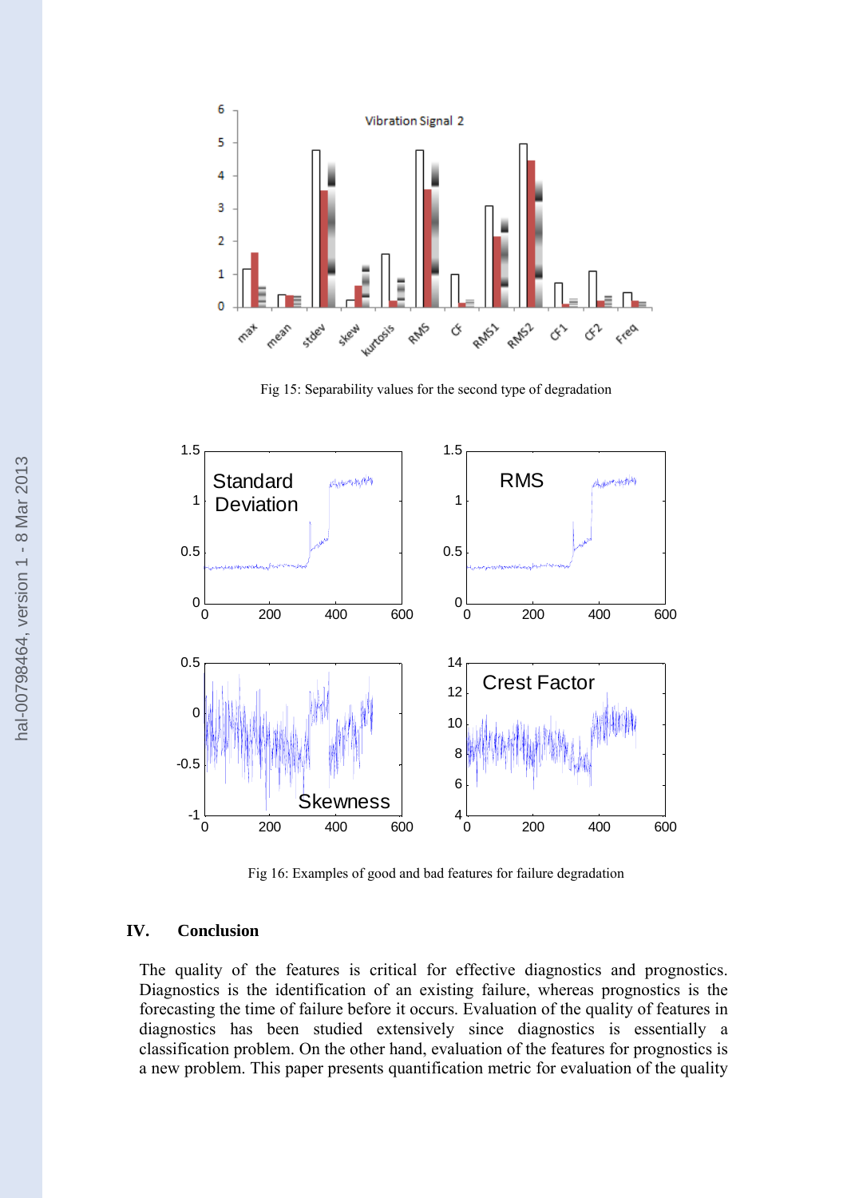Fig 15: Separability values for the second type of degradation

Fig 16: Examples of good and bad features for failure degradation

## IV. Conclusion

The quality of the features is critical for effective diagnostics and prognostics. Diagnostics is the identification of an existing failure, whereas prognostics is the forecasting the time of failure before it occurs. Evaluation of the quality of features in diagnostics has been studied extensively since diagnostics is essentially a classification problem. On the other hand, evaluation of the features for prognostics is a new problem. This paper presents quantification metric for evaluation of the quality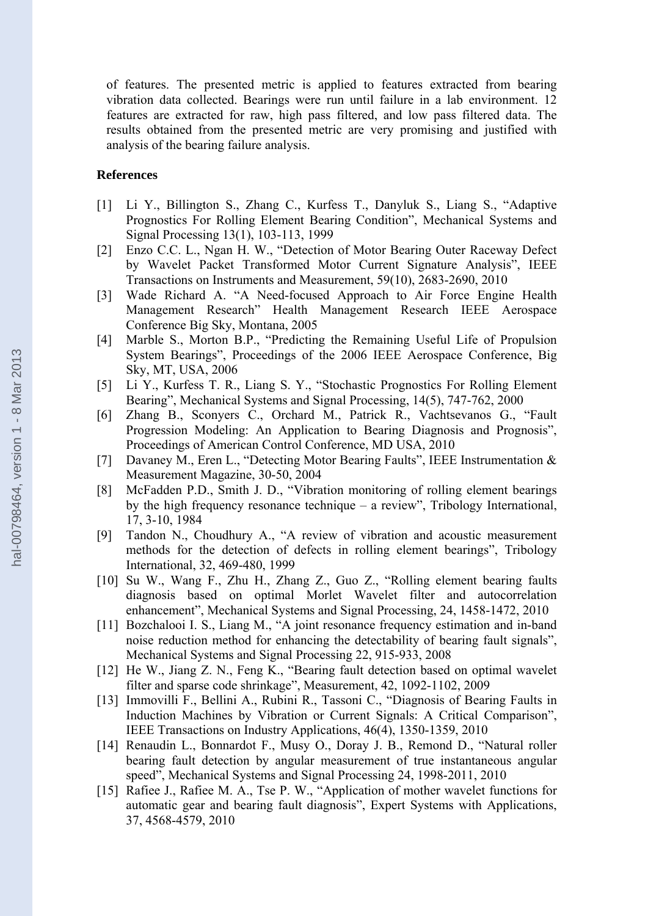of features. The presented metric is applied to features extracted from bearing vibration data collected. Bearings were run until failure in a lab environment. 12 features are extracted for raw, high pass filtered, and low pass filtered data. The results obtained from the presented metric are very promising and justified with analysis of the bearing failure analysis.

**References**

[1] Li Y., Billington S., Zhang C., Kurfess T., Danyluk S., Liang S., "Adaptive Prognostics For Rolling Element Bearing Condition", Mechanical Systems and Signal Processing 13(1), 103-113, 1999

[2] Enzo C.C. L., Ngan H. W., "Detection of Motor Bearing Outer Raceway Defect by Wavelet Packet Transformed Motor Current Signature Analysis", IEEE Transactions on Instruments and Measurement, 59(10), 2683-2690, 2010

[3] Wade Richard A. "A Need-focused Approach to Air Force Engine Health Management Research" Health Management Research IEEE Aerospace Conference Big Sky, Montana, 2005

[4] Marble S., Morton B.P., "Predicting the Remaining Useful Life of Propulsion System Bearings", Proceedings of the 2006 IEEE Aerospace Conference, Big Sky, MT, USA, 2006

[5] Li Y., Kurfess T. R., Liang S. Y., "Stochastic Prognostics For Rolling Element Bearing", Mechanical Systems and Signal Processing, 14(5), 747-762, 2000

[6] Zhang B., Sconyers C., Orchard M., Patrick R., Vachtsevanos G., "Fault Progression Modeling: An Application to Bearing Diagnosis and Prognosis", Proceedings of American Control Conference, MD USA, 2010

[7] Davaney M., Eren L., "Detecting Motor Bearing Faults", IEEE Instrumentation & Measurement Magazine, 30-50, 2004

[8] McFadden P.D., Smith J. D., "Vibration monitoring of rolling element bearings by the high frequency resonance technique – a review", Tribology International, 17, 3-10, 1984

[9] Tandon N., Choudhury A., "A review of vibration and acoustic measurement methods for the detection of defects in rolling element bearings", Tribology International, 32, 469-480, 1999

[10] Su W., Wang F., Zhu H., Zhang Z., Guo Z., "Rolling element bearing faults diagnosis based on optimal Morlet Wavelet filter and autocorrelation enhancement", Mechanical Systems and Signal Processing, 24, 1458-1472, 2010

[11] Bozchalooi I. S., Liang M., "A joint resonance frequency estimation and in-band noise reduction method for enhancing the detectability of bearing fault signals", Mechanical Systems and Signal Processing 22, 915-933, 2008

[12] He W., Jiang Z. N., Feng K., "Bearing fault detection based on optimal wavelet filter and sparse code shrinkage", Measurement, 42, 1092-1102, 2009

[13] Immovilli F., Bellini A., Rubini R., Tassoni C., "Diagnosis of Bearing Faults in Induction Machines by Vibration or Current Signals: A Critical Comparison", IEEE Transactions on Industry Applications, 46(4), 1350-1359, 2010

[14] Renaudin L., Bonnardot F., Musy O., Doray J. B., Remond D., "Natural roller bearing fault detection by angular measurement of true instantaneous angular speed", Mechanical Systems and Signal Processing 24, 1998-2011, 2010

[15] Rafiee J., Rafiee M. A., Tse P. W., "Application of mother wavelet functions for automatic gear and bearing fault diagnosis", Expert Systems with Applications, 37, 4568-4579, 2010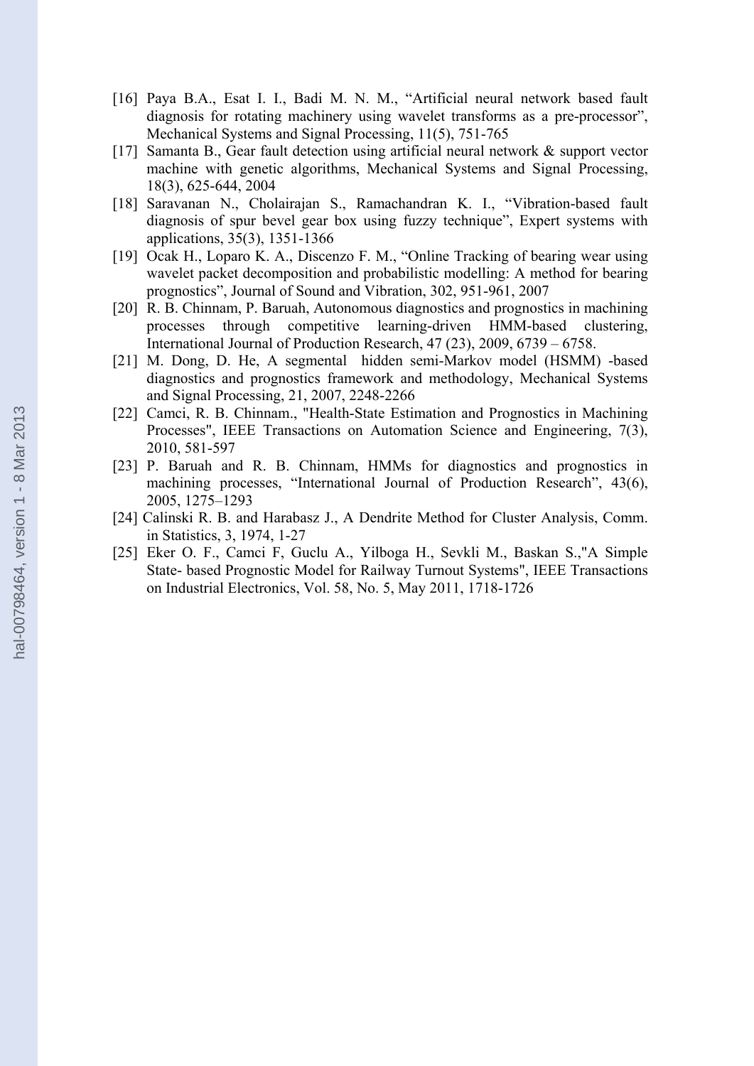[16] Paya B.A., Esat I. I., Badi M. N. M., "Artificial neural network based fault diagnosis for rotating machinery using wavelet transforms as a pre-processor", Mechanical Systems and Signal Processing, 11(5), 751-765

[17] Samanta B., Gear fault detection using artificial neural network & support vector machine with genetic algorithms, Mechanical Systems and Signal Processing, 18(3), 625-644, 2004

[18] Saravanan N., Cholairajan S., Ramachandran K. I., "Vibration-based fault diagnosis of spur bevel gear box using fuzzy technique", Expert systems with applications, 35(3), 1351-1366

[19] Ocak H., Loparo K. A., Discenzo F. M., "Online Tracking of bearing wear using wavelet packet decomposition and probabilistic modelling: A method for bearing prognostics", Journal of Sound and Vibration, 302, 951-961, 2007

[20] R. B. Chinnam, P. Baruah, Autonomous diagnostics and prognostics in machining processes through competitive learning-driven HMM-based clustering, International Journal of Production Research, 47 (23), 2009, 6739 – 6758.

[21] M. Dong, D. He, A segmental hidden semi-Markov model (HSMM) -based diagnostics and prognostics framework and methodology, Mechanical Systems and Signal Processing, 21, 2007, 2248-2266

[22] Camci, R. B. Chinnam., "Health-State Estimation and Prognostics in Machining Processes", IEEE Transactions on Automation Science and Engineering, 7(3), 2010, 581-597

[23] P. Baruah and R. B. Chinnam, HMMs for diagnostics and prognostics in machining processes, "International Journal of Production Research", 43(6), 2005, 1275–1293

[24] Calinski R. B. and Harabasz J., A Dendrite Method for Cluster Analysis, Comm. in Statistics, 3, 1974, 1-27

[25] Eker O. F., Camci F, Guclu A., Yilboga H., Sevkli M., Baskan S.,"A Simple State- based Prognostic Model for Railway Turnout Systems", IEEE Transactions on Industrial Electronics, Vol. 58, No. 5, May 2011, 1718-1726